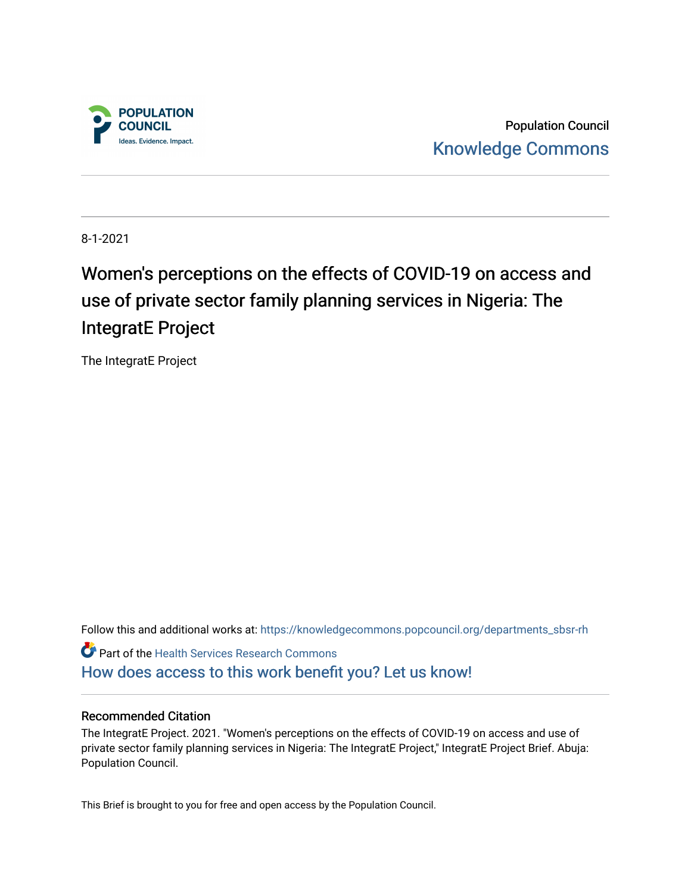Population Council

Knowledge Commons

8-1-2021

# Women's perceptions on the effects of COVID-19 on access and use of private sector family planning services in Nigeria: The IntegratE Project

The IntegratE Project

Follow this and additional works at: https://knowledgecommons.popcouncil.org/departments_sbsr-rh

Part of the Health Services Research Commons

How does access to this work benefit you? Let us know!

## Recommended Citation

The IntegratE Project. 2021. "Women's perceptions on the effects of COVID-19 on access and use of private sector family planning services in Nigeria: The IntegratE Project," IntegratE Project Brief. Abuja: Population Council.

This Brief is brought to you for free and open access by the Population Council.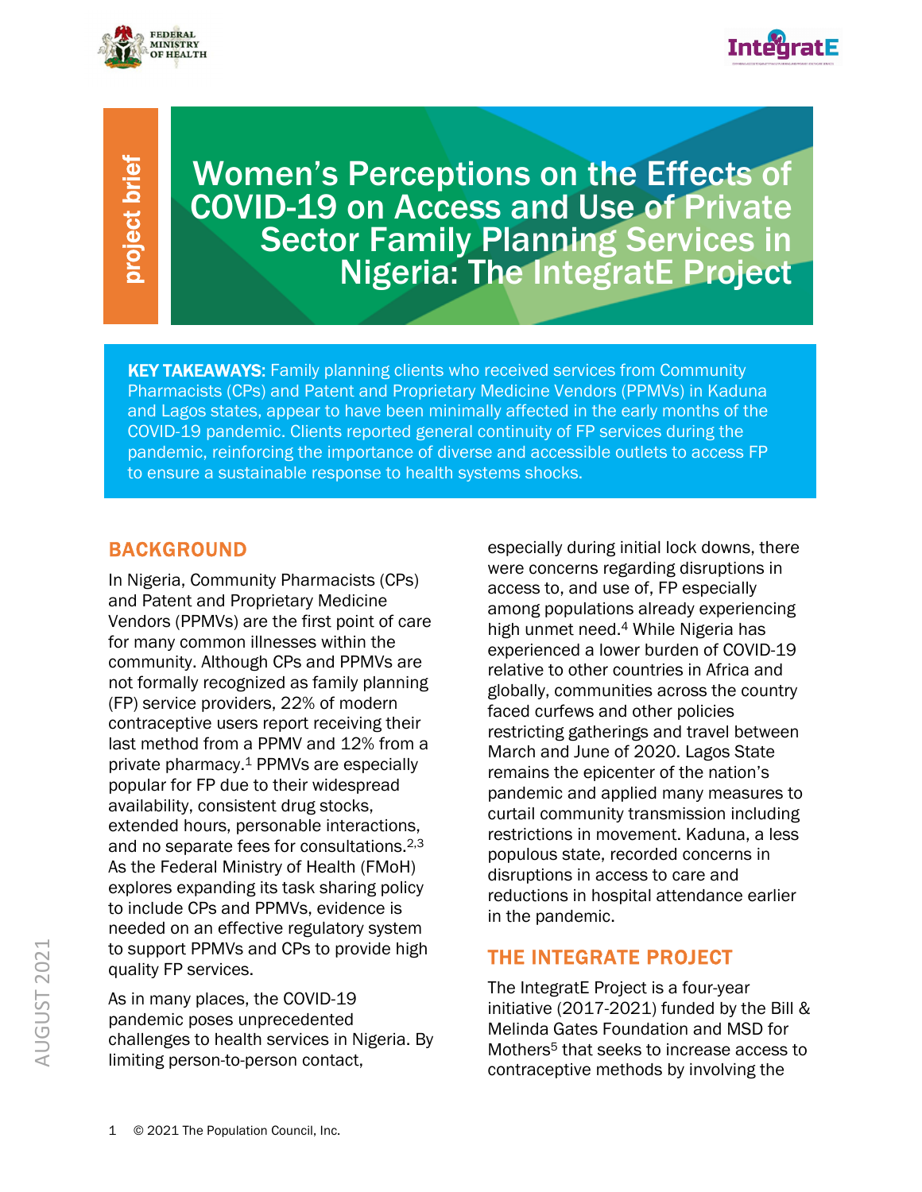project brief

# Women's Perceptions on the Effects of COVID-19 on Access and Use of Private Sector Family Planning Services in Nigeria: The IntegratE Project

**KEY TAKEAWAYS**: Family planning clients who received services from Community Pharmacists (CPs) and Patent and Proprietary Medicine Vendors (PPMVs) in Kaduna and Lagos states, appear to have been minimally affected in the early months of the COVID-19 pandemic. Clients reported general continuity of FP services during the pandemic, reinforcing the importance of diverse and accessible outlets to access FP to ensure a sustainable response to health systems shocks.

## BACKGROUND

In Nigeria, Community Pharmacists (CPs) and Patent and Proprietary Medicine Vendors (PPMVs) are the first point of care for many common illnesses within the community. Although CPs and PPMVs are not formally recognized as family planning (FP) service providers, 22% of modern contraceptive users report receiving their last method from a PPMV and 12% from a private pharmacy.[1] PPMVs are especially popular for FP due to their widespread availability, consistent drug stocks, extended hours, personable interactions, and no separate fees for consultations.[2,3] As the Federal Ministry of Health (FMoH) explores expanding its task sharing policy to include CPs and PPMVs, evidence is needed on an effective regulatory system to support PPMVs and CPs to provide high quality FP services.

As in many places, the COVID-19 pandemic poses unprecedented challenges to health services in Nigeria. By limiting person-to-person contact, especially during initial lock downs, there were concerns regarding disruptions in access to, and use of, FP especially among populations already experiencing high unmet need.[4] While Nigeria has experienced a lower burden of COVID-19 relative to other countries in Africa and globally, communities across the country faced curfews and other policies restricting gatherings and travel between March and June of 2020. Lagos State remains the epicenter of the nation's pandemic and applied many measures to curtail community transmission including restrictions in movement. Kaduna, a less populous state, recorded concerns in disruptions in access to care and reductions in hospital attendance earlier in the pandemic.

## THE INTEGRATE PROJECT

The IntegratE Project is a four-year initiative (2017-2021) funded by the Bill & Melinda Gates Foundation and MSD for Mothers[5] that seeks to increase access to contraceptive methods by involving the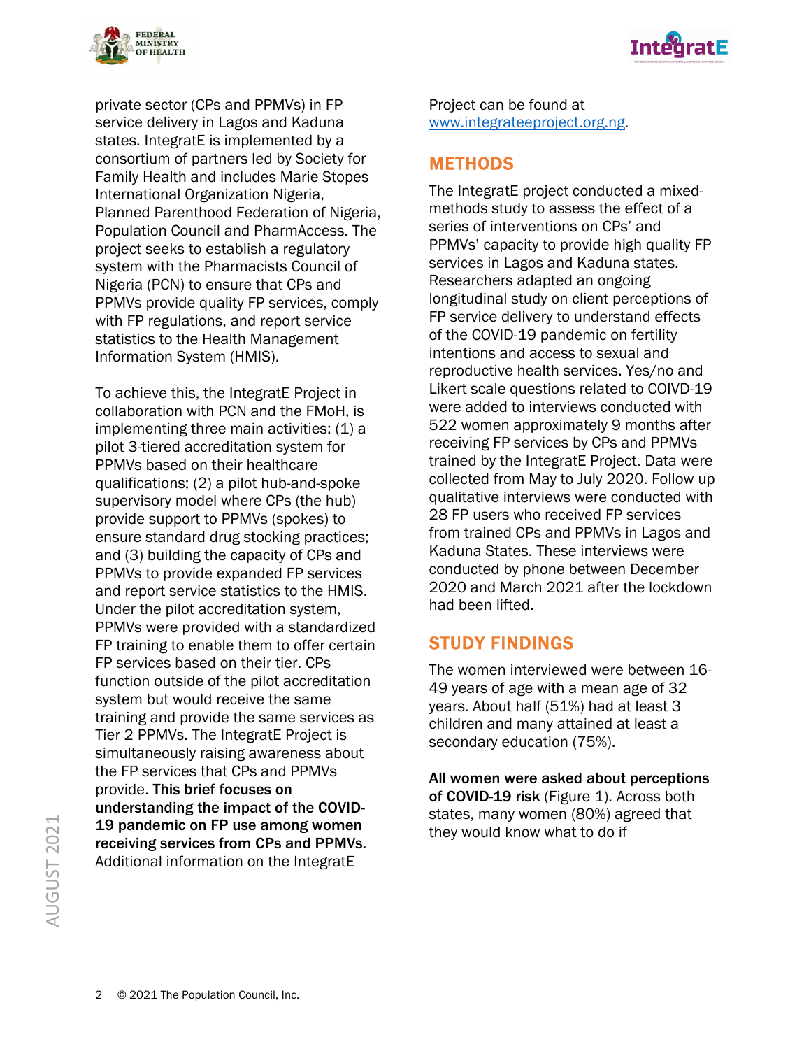private sector (CPs and PPMVs) in FP service delivery in Lagos and Kaduna states. IntegratE is implemented by a consortium of partners led by Society for Family Health and includes Marie Stopes International Organization Nigeria, Planned Parenthood Federation of Nigeria, Population Council and PharmAccess. The project seeks to establish a regulatory system with the Pharmacists Council of Nigeria (PCN) to ensure that CPs and PPMVs provide quality FP services, comply with FP regulations, and report service statistics to the Health Management Information System (HMIS).

To achieve this, the IntegratE Project in collaboration with PCN and the FMoH, is implementing three main activities: (1) a pilot 3-tiered accreditation system for PPMVs based on their healthcare qualifications; (2) a pilot hub-and-spoke supervisory model where CPs (the hub) provide support to PPMVs (spokes) to ensure standard drug stocking practices; and (3) building the capacity of CPs and PPMVs to provide expanded FP services and report service statistics to the HMIS. Under the pilot accreditation system, PPMVs were provided with a standardized FP training to enable them to offer certain FP services based on their tier. CPs function outside of the pilot accreditation system but would receive the same training and provide the same services as Tier 2 PPMVs. The IntegratE Project is simultaneously raising awareness about the FP services that CPs and PPMVs provide. **This brief focuses on understanding the impact of the COVID-19 pandemic on FP use among women receiving services from CPs and PPMVs.** Additional information on the IntegratE Project can be found at [www.integrateeproject.org.ng](www.integrateeproject.org.ng).

## METHODS

The IntegratE project conducted a mixed-methods study to assess the effect of a series of interventions on CPs' and PPMVs' capacity to provide high quality FP services in Lagos and Kaduna states. Researchers adapted an ongoing longitudinal study on client perceptions of FP service delivery to understand effects of the COVID-19 pandemic on fertility intentions and access to sexual and reproductive health services. Yes/no and Likert scale questions related to COIVD-19 were added to interviews conducted with 522 women approximately 9 months after receiving FP services by CPs and PPMVs trained by the IntegratE Project. Data were collected from May to July 2020. Follow up qualitative interviews were conducted with 28 FP users who received FP services from trained CPs and PPMVs in Lagos and Kaduna States. These interviews were conducted by phone between December 2020 and March 2021 after the lockdown had been lifted.

## STUDY FINDINGS

The women interviewed were between 16-49 years of age with a mean age of 32 years. About half (51%) had at least 3 children and many attained at least a secondary education (75%).

**All women were asked about perceptions of COVID-19 risk** (Figure 1). Across both states, many women (80%) agreed that they would know what to do if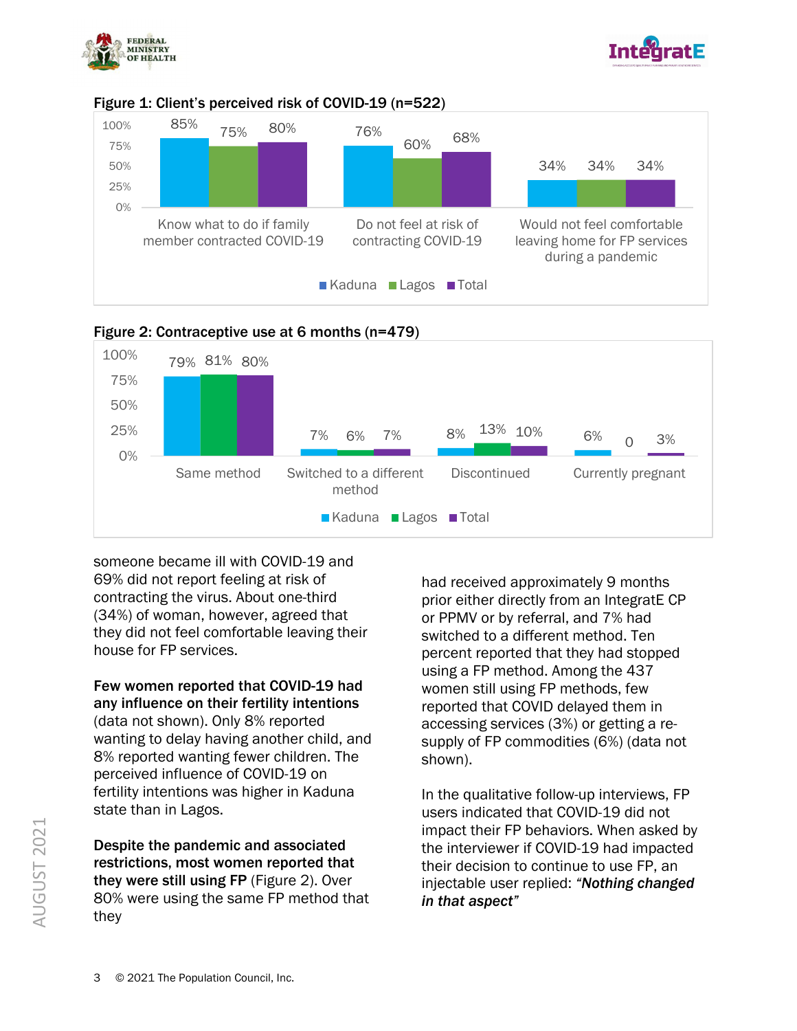**Figure 1: Client's perceived risk of COVID-19 (n=522)**

| | Kaduna | Lagos | Total |
|---|---|---|---|
| Know what to do if family member contracted COVID-19 | 85% | 75% | 80% |
| Do not feel at risk of contracting COVID-19 | 76% | 60% | 68% |
| Would not feel comfortable leaving home for FP services during a pandemic | 34% | 34% | 34% |

**Figure 2: Contraceptive use at 6 months (n=479)**

| | Kaduna | Lagos | Total |
|---|---|---|---|
| Same method | 79% | 81% | 80% |
| Switched to a different method | 7% | 6% | 7% |
| Discontinued | 8% | 13% | 10% |
| Currently pregnant | 6% | 0 | 3% |

someone became ill with COVID-19 and 69% did not report feeling at risk of contracting the virus. About one-third (34%) of woman, however, agreed that they did not feel comfortable leaving their house for FP services.

**Few women reported that COVID-19 had any influence on their fertility intentions** (data not shown). Only 8% reported wanting to delay having another child, and 8% reported wanting fewer children. The perceived influence of COVID-19 on fertility intentions was higher in Kaduna state than in Lagos.

**Despite the pandemic and associated restrictions, most women reported that they were still using FP** (Figure 2). Over 80% were using the same FP method that they had received approximately 9 months prior either directly from an IntegratE CP or PPMV or by referral, and 7% had switched to a different method. Ten percent reported that they had stopped using a FP method. Among the 437 women still using FP methods, few reported that COVID delayed them in accessing services (3%) or getting a re-supply of FP commodities (6%) (data not shown).

In the qualitative follow-up interviews, FP users indicated that COVID-19 did not impact their FP behaviors. When asked by the interviewer if COVID-19 had impacted their decision to continue to use FP, an injectable user replied: ***"Nothing changed in that aspect"***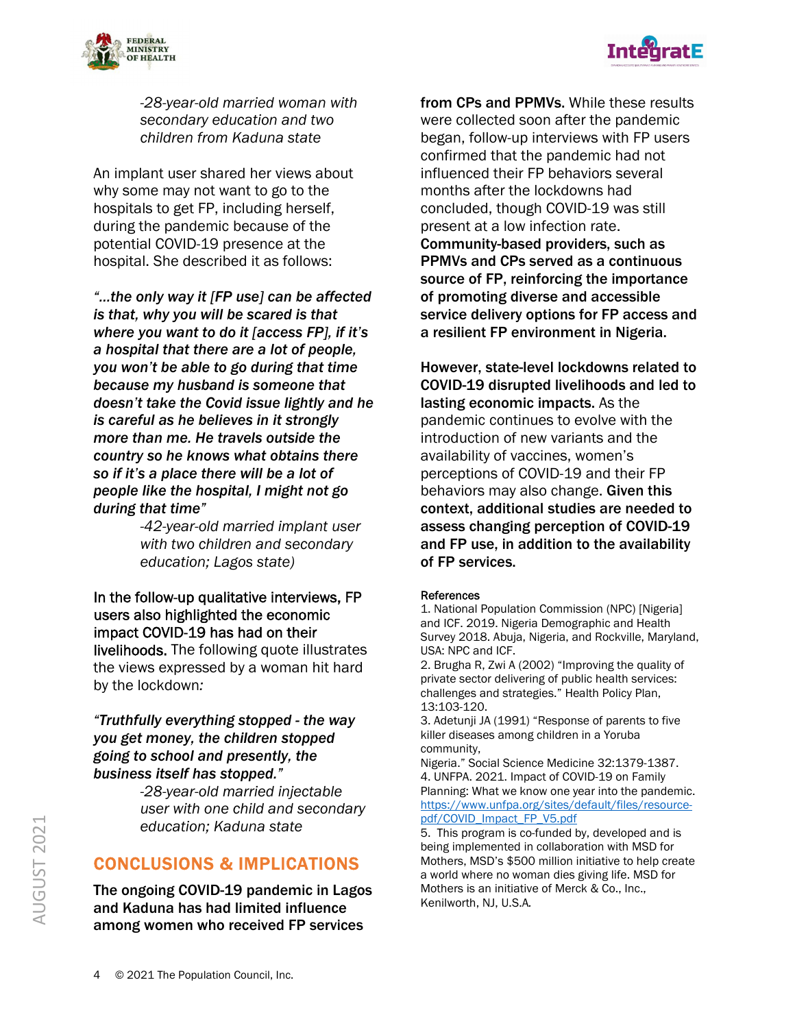*-28-year-old married woman with secondary education and two children from Kaduna state*

An implant user shared her views about why some may not want to go to the hospitals to get FP, including herself, during the pandemic because of the potential COVID-19 presence at the hospital. She described it as follows:

***"…the only way it [FP use] can be affected is that, why you will be scared is that where you want to do it [access FP], if it's a hospital that there are a lot of people, you won't be able to go during that time because my husband is someone that doesn't take the Covid issue lightly and he is careful as he believes in it strongly more than me. He travels outside the country so he knows what obtains there so if it's a place there will be a lot of people like the hospital, I might not go during that time"***

*-42-year-old married implant user with two children and secondary education; Lagos state)*

**In the follow-up qualitative interviews, FP users also highlighted the economic impact COVID-19 has had on their livelihoods.** The following quote illustrates the views expressed by a woman hit hard by the lockdown*:*

***"Truthfully everything stopped - the way you get money, the children stopped going to school and presently, the business itself has stopped."***

*-28-year-old married injectable user with one child and secondary education; Kaduna state*

## CONCLUSIONS & IMPLICATIONS

**The ongoing COVID-19 pandemic in Lagos and Kaduna has had limited influence among women who received FP services from CPs and PPMVs.** While these results were collected soon after the pandemic began, follow-up interviews with FP users confirmed that the pandemic had not influenced their FP behaviors several months after the lockdowns had concluded, though COVID-19 was still present at a low infection rate. **Community-based providers, such as PPMVs and CPs served as a continuous source of FP, reinforcing the importance of promoting diverse and accessible service delivery options for FP access and a resilient FP environment in Nigeria.**

**However, state-level lockdowns related to COVID-19 disrupted livelihoods and led to lasting economic impacts.** As the pandemic continues to evolve with the introduction of new variants and the availability of vaccines, women's perceptions of COVID-19 and their FP behaviors may also change. **Given this context, additional studies are needed to assess changing perception of COVID-19 and FP use, in addition to the availability of FP services.**

### References

1. National Population Commission (NPC) [Nigeria] and ICF. 2019. Nigeria Demographic and Health Survey 2018. Abuja, Nigeria, and Rockville, Maryland, USA: NPC and ICF.
2. Brugha R, Zwi A (2002) "Improving the quality of private sector delivering of public health services: challenges and strategies." Health Policy Plan, 13:103-120.
3. Adetunji JA (1991) "Response of parents to five killer diseases among children in a Yoruba community, Nigeria." Social Science Medicine 32:1379-1387.
4. UNFPA. 2021. Impact of COVID-19 on Family Planning: What we know one year into the pandemic. https://www.unfpa.org/sites/default/files/resource-pdf/COVID_Impact_FP_V5.pdf
5. This program is co-funded by, developed and is being implemented in collaboration with MSD for Mothers, MSD's $500 million initiative to help create a world where no woman dies giving life. MSD for Mothers is an initiative of Merck & Co., Inc., Kenilworth, NJ, U.S.A.

© 2021 The Population Council, Inc.